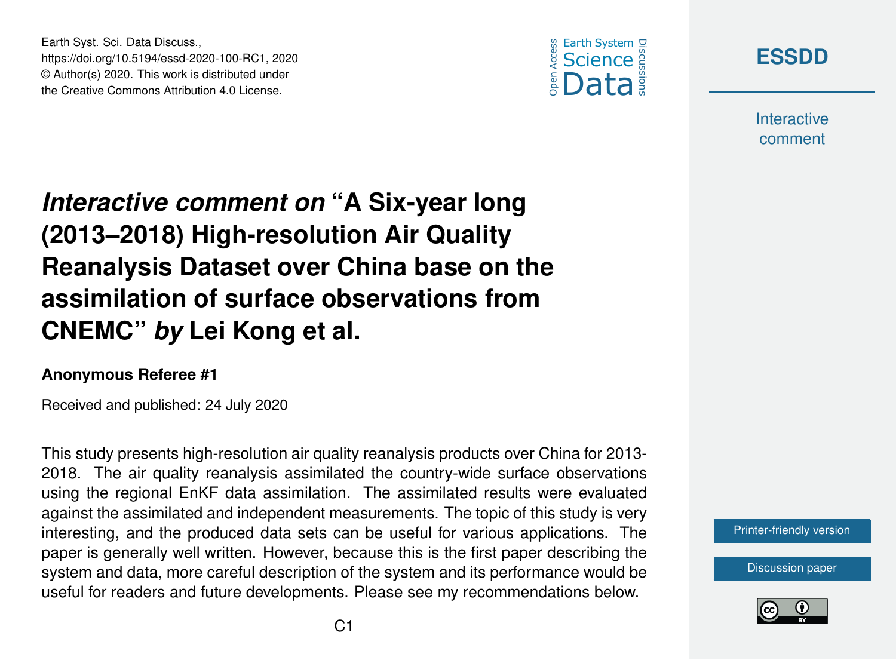# *Interactive comment on* "A Six-year long (2013–2018) High-resolution Air Quality Reanalysis Dataset over China base on the assimilation of surface observations from CNEMC" *by* Lei Kong et al.

**Anonymous Referee #1**

Received and published: 24 July 2020

This study presents high-resolution air quality reanalysis products over China for 2013-2018. The air quality reanalysis assimilated the country-wide surface observations using the regional EnKF data assimilation. The assimilated results were evaluated against the assimilated and independent measurements. The topic of this study is very interesting, and the produced data sets can be useful for various applications. The paper is generally well written. However, because this is the first paper describing the system and data, more careful description of the system and its performance would be useful for readers and future developments. Please see my recommendations below.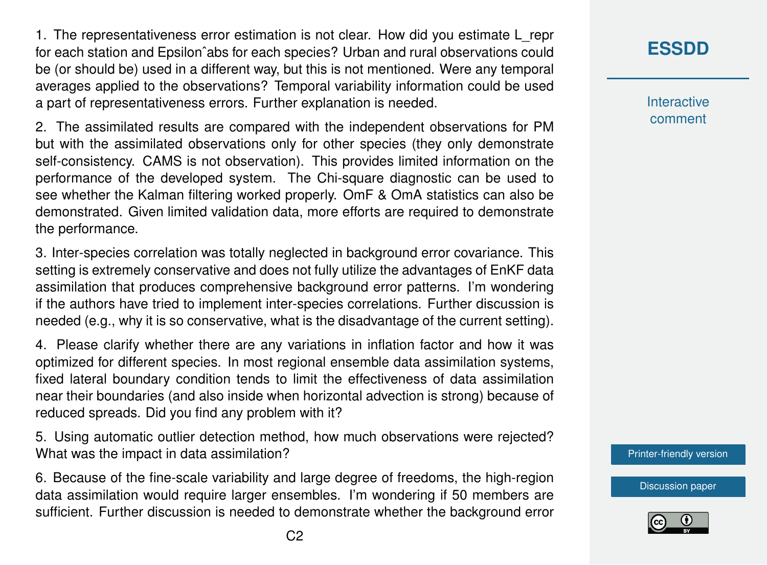1. The representativeness error estimation is not clear. How did you estimate $L_{repr}$ for each station and $\epsilon^{abs}$ for each species? Urban and rural observations could be (or should be) used in a different way, but this is not mentioned. Were any temporal averages applied to the observations? Temporal variability information could be used a part of representativeness errors. Further explanation is needed.

2. The assimilated results are compared with the independent observations for PM but with the assimilated observations only for other species (they only demonstrate self-consistency. CAMS is not observation). This provides limited information on the performance of the developed system. The Chi-square diagnostic can be used to see whether the Kalman filtering worked properly. OmF & OmA statistics can also be demonstrated. Given limited validation data, more efforts are required to demonstrate the performance.

3. Inter-species correlation was totally neglected in background error covariance. This setting is extremely conservative and does not fully utilize the advantages of EnKF data assimilation that produces comprehensive background error patterns. I'm wondering if the authors have tried to implement inter-species correlations. Further discussion is needed (e.g., why it is so conservative, what is the disadvantage of the current setting).

4. Please clarify whether there are any variations in inflation factor and how it was optimized for different species. In most regional ensemble data assimilation systems, fixed lateral boundary condition tends to limit the effectiveness of data assimilation near their boundaries (and also inside when horizontal advection is strong) because of reduced spreads. Did you find any problem with it?

5. Using automatic outlier detection method, how much observations were rejected? What was the impact in data assimilation?

6. Because of the fine-scale variability and large degree of freedoms, the high-region data assimilation would require larger ensembles. I'm wondering if 50 members are sufficient. Further discussion is needed to demonstrate whether the background error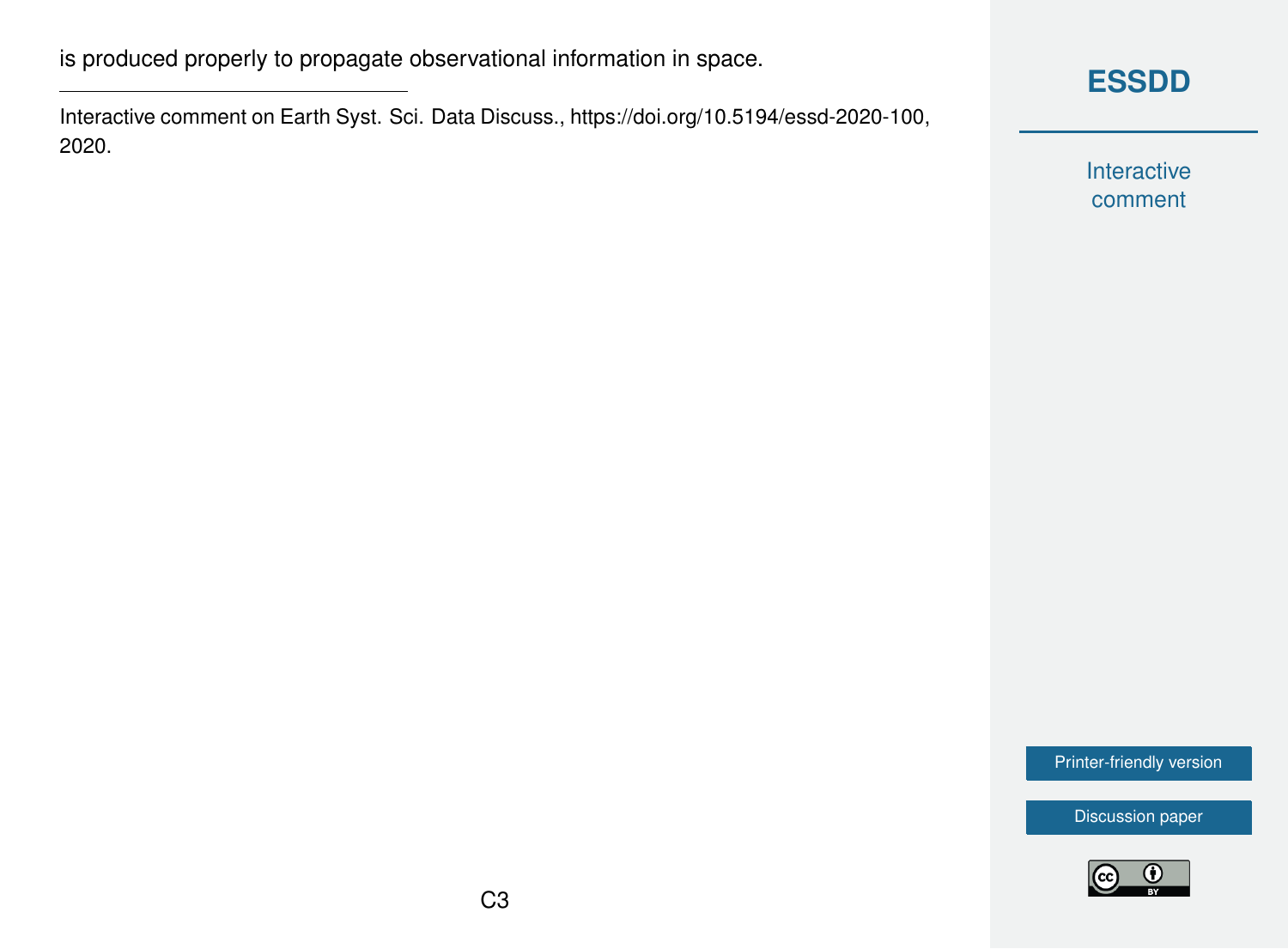is produced properly to propagate observational information in space.

---

Interactive comment on Earth Syst. Sci. Data Discuss., https://doi.org/10.5194/essd-2020-100, 2020.